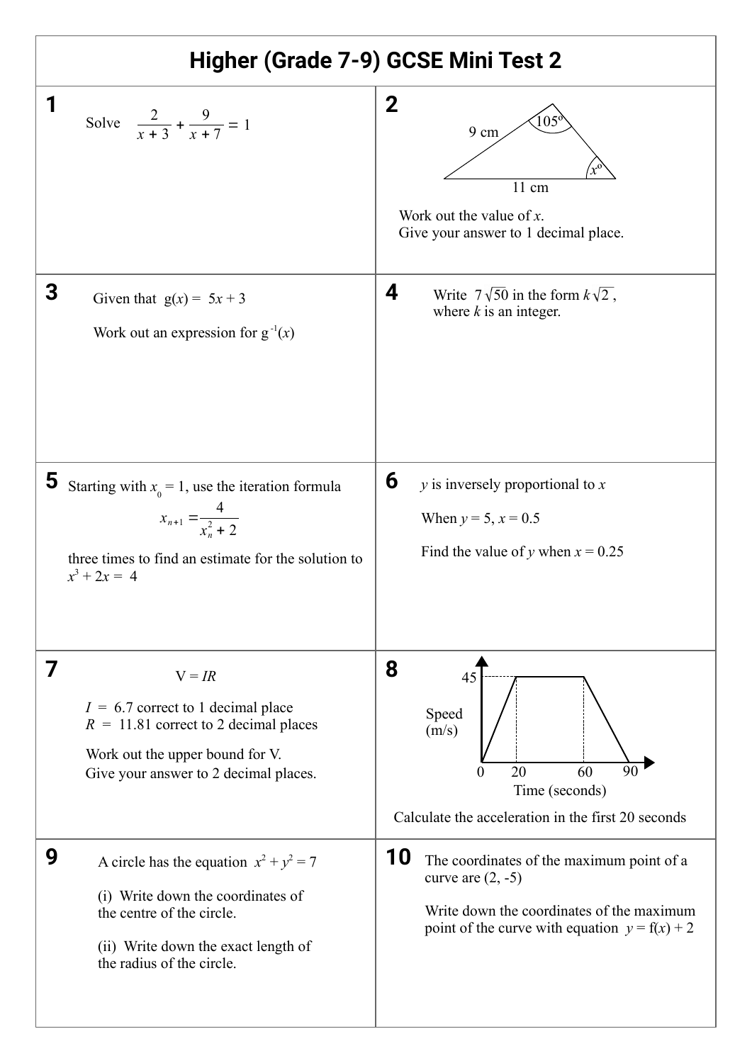# Higher (Grade 7-9) GCSE Mini Test 2

## 1

Solve $\frac{2}{x+3} + \frac{9}{x+7} = 1$

## 2

9 cm

$105^o$

$x^o$

11 cm

Work out the value of $x$.
Give your answer to 1 decimal place.

## 3

Given that $g(x) = 5x + 3$

Work out an expression for $g^{-1}(x)$

## 4

Write $7\sqrt{50}$ in the form $k\sqrt{2}$,
where $k$ is an integer.

## 5

Starting with $x_0 = 1$, use the iteration formula

$$x_{n+1} = \frac{4}{x_n^2 + 2}$$

three times to find an estimate for the solution to $x^3 + 2x = 4$

## 6

$y$ is inversely proportional to $x$

When $y = 5$, $x = 0.5$

Find the value of $y$ when $x = 0.25$

## 7

$$V = IR$$

$I = 6.7$ correct to 1 decimal place
$R = 11.81$ correct to 2 decimal places

Work out the upper bound for V.
Give your answer to 2 decimal places.

## 8

Speed (m/s)

45

0 20 60 90

Time (seconds)

Calculate the acceleration in the first 20 seconds

## 9

A circle has the equation $x^2 + y^2 = 7$

(i) Write down the coordinates of the centre of the circle.

(ii) Write down the exact length of the radius of the circle.

## 10

The coordinates of the maximum point of a curve are (2, -5)

Write down the coordinates of the maximum point of the curve with equation $y = f(x) + 2$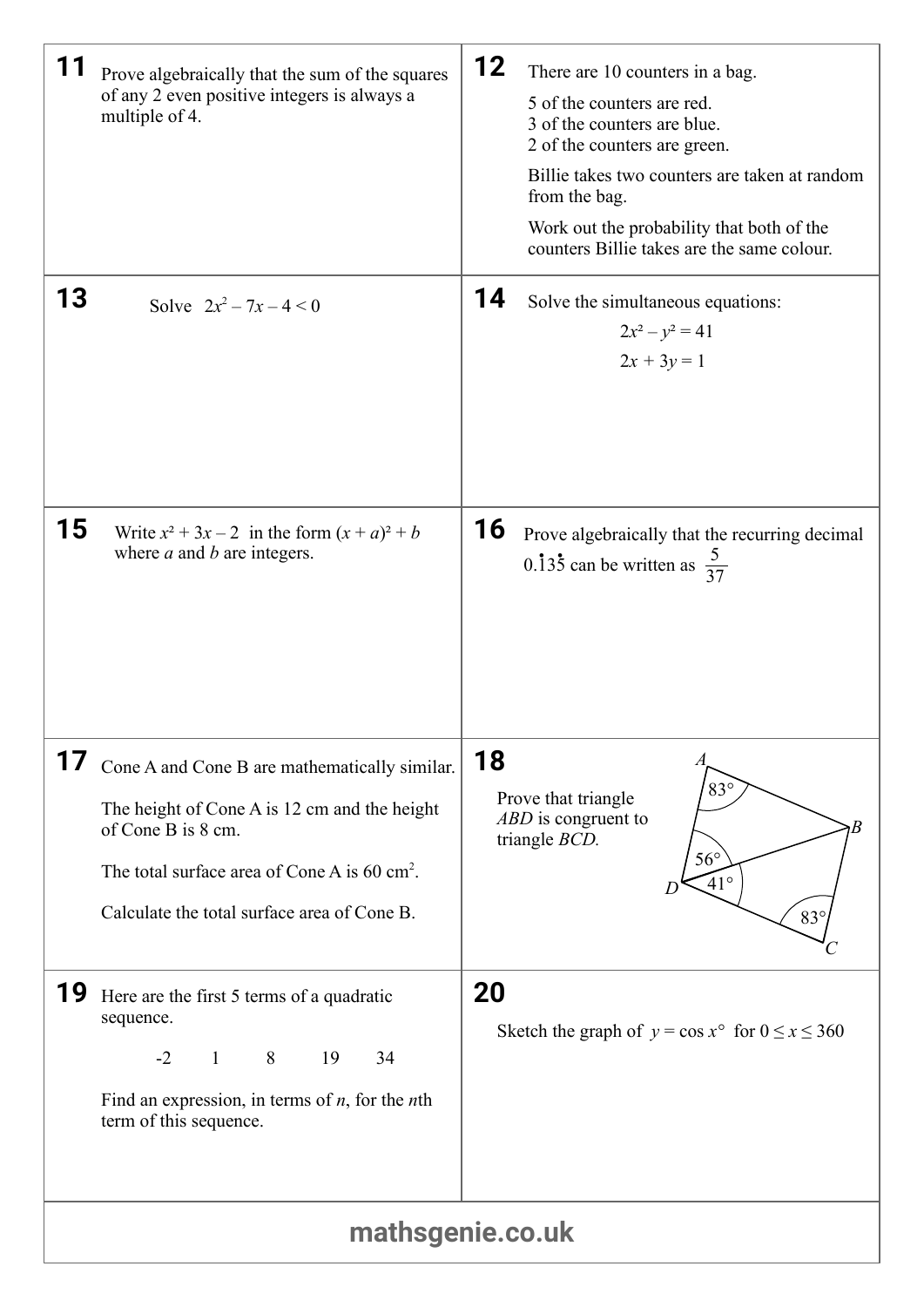## 11

Prove algebraically that the sum of the squares of any 2 even positive integers is always a multiple of 4.

## 12

There are 10 counters in a bag.

5 of the counters are red.
3 of the counters are blue.
2 of the counters are green.

Billie takes two counters are taken at random from the bag.

Work out the probability that both of the counters Billie takes are the same colour.

## 13

Solve $2x^2 - 7x - 4 < 0$

## 14

Solve the simultaneous equations:

$$2x^2 - y^2 = 41$$

$$2x + 3y = 1$$

## 15

Write $x^2 + 3x - 2$ in the form $(x + a)^2 + b$ where $a$ and $b$ are integers.

## 16

Prove algebraically that the recurring decimal $0.\dot{1}3\dot{5}$ can be written as $\frac{5}{37}$

## 17

Cone A and Cone B are mathematically similar.

The height of Cone A is 12 cm and the height of Cone B is 8 cm.

The total surface area of Cone A is 60 cm$^2$.

Calculate the total surface area of Cone B.

## 18

Prove that triangle *ABD* is congruent to triangle *BCD*.

A
B
C
D
83°
56°
41°
83°

## 19

Here are the first 5 terms of a quadratic sequence.

-2 1 8 19 34

Find an expression, in terms of $n$, for the $n$th term of this sequence.

## 20

Sketch the graph of $y = \cos x°$ for $0 \leq x \leq 360$

**mathsgenie.co.uk**